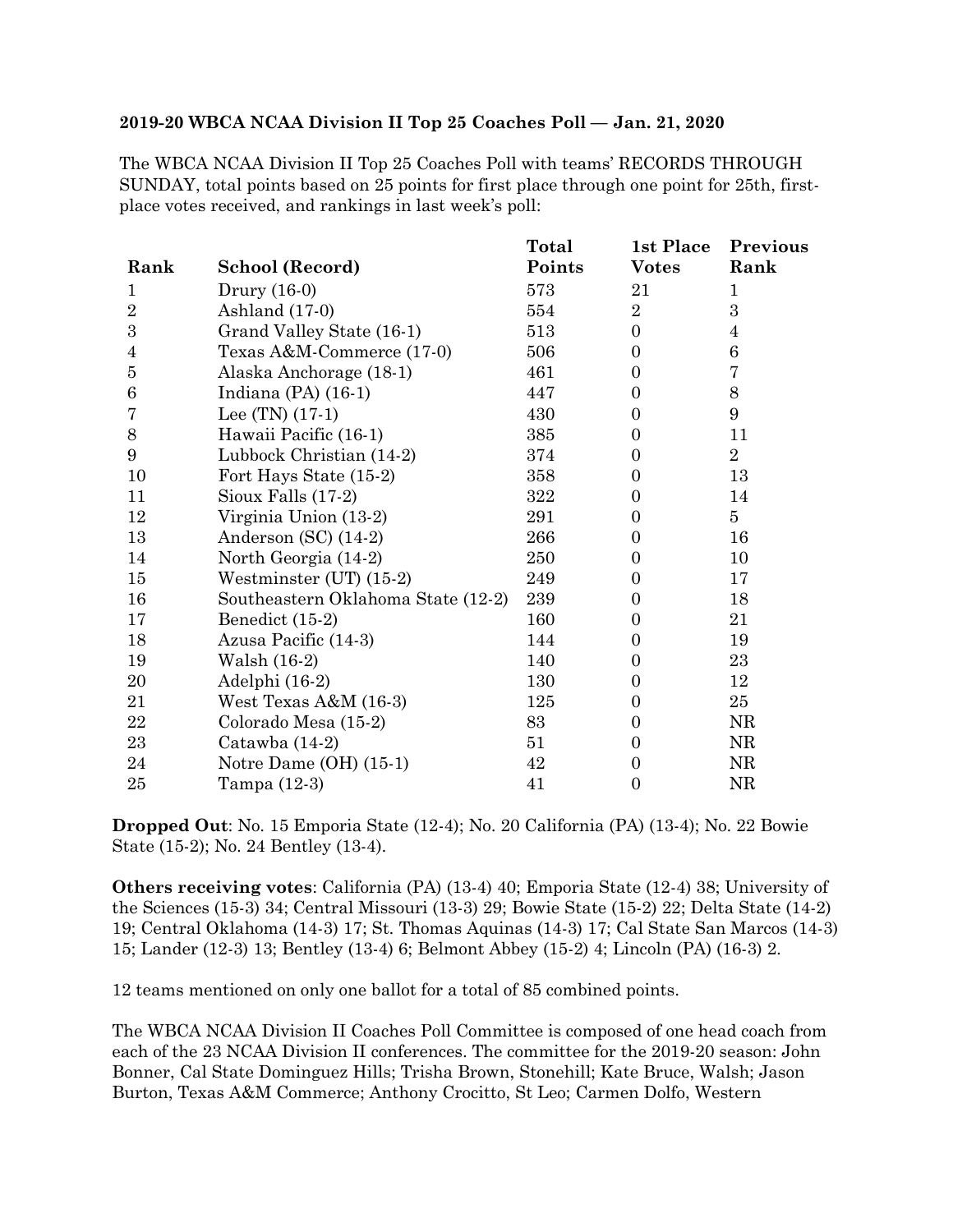**2019-20 WBCA NCAA Division II Top 25 Coaches Poll — Jan. 21, 2020**

The WBCA NCAA Division II Top 25 Coaches Poll with teams' RECORDS THROUGH SUNDAY, total points based on 25 points for first place through one point for 25th, first-place votes received, and rankings in last week's poll:

| Rank | School (Record) | Total Points | 1st Place Votes | Previous Rank |
|---|---|---|---|---|
| 1 | Drury (16-0) | 573 | 21 | 1 |
| 2 | Ashland (17-0) | 554 | 2 | 3 |
| 3 | Grand Valley State (16-1) | 513 | 0 | 4 |
| 4 | Texas A&M-Commerce (17-0) | 506 | 0 | 6 |
| 5 | Alaska Anchorage (18-1) | 461 | 0 | 7 |
| 6 | Indiana (PA) (16-1) | 447 | 0 | 8 |
| 7 | Lee (TN) (17-1) | 430 | 0 | 9 |
| 8 | Hawaii Pacific (16-1) | 385 | 0 | 11 |
| 9 | Lubbock Christian (14-2) | 374 | 0 | 2 |
| 10 | Fort Hays State (15-2) | 358 | 0 | 13 |
| 11 | Sioux Falls (17-2) | 322 | 0 | 14 |
| 12 | Virginia Union (13-2) | 291 | 0 | 5 |
| 13 | Anderson (SC) (14-2) | 266 | 0 | 16 |
| 14 | North Georgia (14-2) | 250 | 0 | 10 |
| 15 | Westminster (UT) (15-2) | 249 | 0 | 17 |
| 16 | Southeastern Oklahoma State (12-2) | 239 | 0 | 18 |
| 17 | Benedict (15-2) | 160 | 0 | 21 |
| 18 | Azusa Pacific (14-3) | 144 | 0 | 19 |
| 19 | Walsh (16-2) | 140 | 0 | 23 |
| 20 | Adelphi (16-2) | 130 | 0 | 12 |
| 21 | West Texas A&M (16-3) | 125 | 0 | 25 |
| 22 | Colorado Mesa (15-2) | 83 | 0 | NR |
| 23 | Catawba (14-2) | 51 | 0 | NR |
| 24 | Notre Dame (OH) (15-1) | 42 | 0 | NR |
| 25 | Tampa (12-3) | 41 | 0 | NR |

**Dropped Out**: No. 15 Emporia State (12-4); No. 20 California (PA) (13-4); No. 22 Bowie State (15-2); No. 24 Bentley (13-4).

**Others receiving votes**: California (PA) (13-4) 40; Emporia State (12-4) 38; University of the Sciences (15-3) 34; Central Missouri (13-3) 29; Bowie State (15-2) 22; Delta State (14-2) 19; Central Oklahoma (14-3) 17; St. Thomas Aquinas (14-3) 17; Cal State San Marcos (14-3) 15; Lander (12-3) 13; Bentley (13-4) 6; Belmont Abbey (15-2) 4; Lincoln (PA) (16-3) 2.

12 teams mentioned on only one ballot for a total of 85 combined points.

The WBCA NCAA Division II Coaches Poll Committee is composed of one head coach from each of the 23 NCAA Division II conferences. The committee for the 2019-20 season: John Bonner, Cal State Dominguez Hills; Trisha Brown, Stonehill; Kate Bruce, Walsh; Jason Burton, Texas A&M Commerce; Anthony Crocitto, St Leo; Carmen Dolfo, Western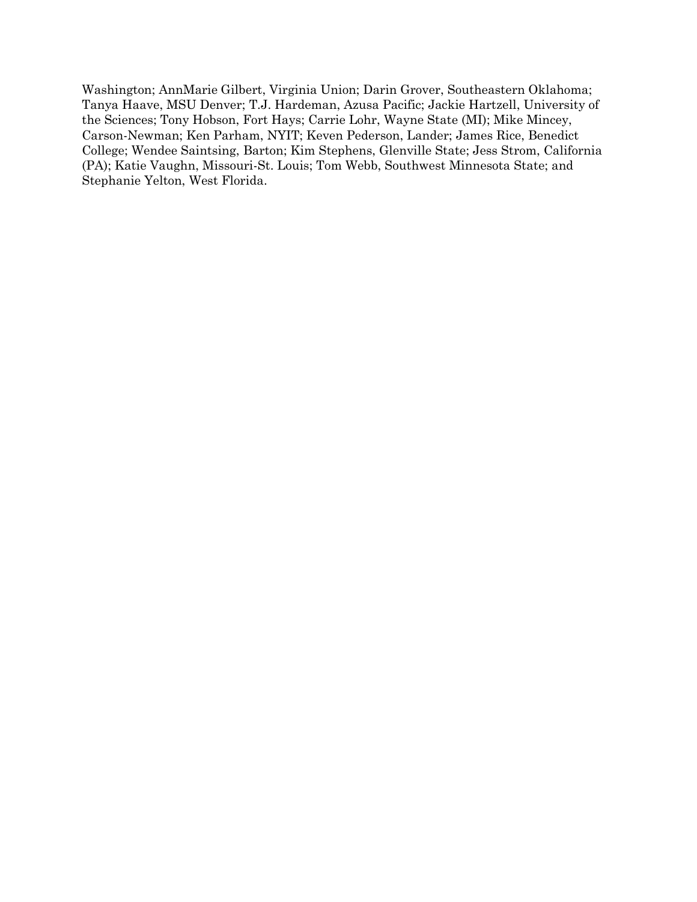Washington; AnnMarie Gilbert, Virginia Union; Darin Grover, Southeastern Oklahoma; Tanya Haave, MSU Denver; T.J. Hardeman, Azusa Pacific; Jackie Hartzell, University of the Sciences; Tony Hobson, Fort Hays; Carrie Lohr, Wayne State (MI); Mike Mincey, Carson-Newman; Ken Parham, NYIT; Keven Pederson, Lander; James Rice, Benedict College; Wendee Saintsing, Barton; Kim Stephens, Glenville State; Jess Strom, California (PA); Katie Vaughn, Missouri-St. Louis; Tom Webb, Southwest Minnesota State; and Stephanie Yelton, West Florida.